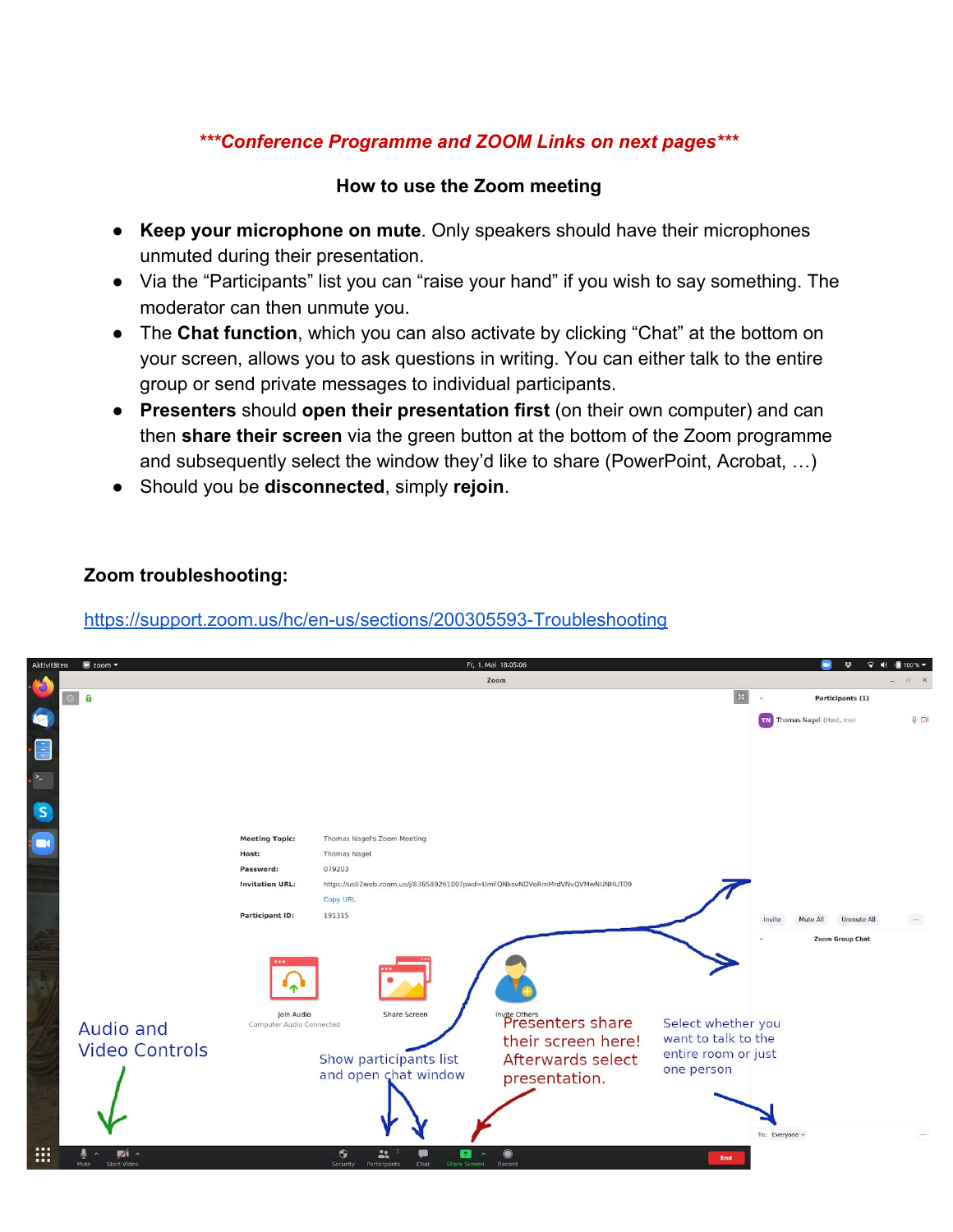***Conference Programme and ZOOM Links on next pages***

## How to use the Zoom meeting

- **Keep your microphone on mute**. Only speakers should have their microphones unmuted during their presentation.
- Via the "Participants" list you can "raise your hand" if you wish to say something. The moderator can then unmute you.
- The **Chat function**, which you can also activate by clicking "Chat" at the bottom on your screen, allows you to ask questions in writing. You can either talk to the entire group or send private messages to individual participants.
- **Presenters** should **open their presentation first** (on their own computer) and can then **share their screen** via the green button at the bottom of the Zoom programme and subsequently select the window they'd like to share (PowerPoint, Acrobat, …)
- Should you be **disconnected**, simply **rejoin**.

### Zoom troubleshooting:

https://support.zoom.us/hc/en-us/sections/200305593-Troubleshooting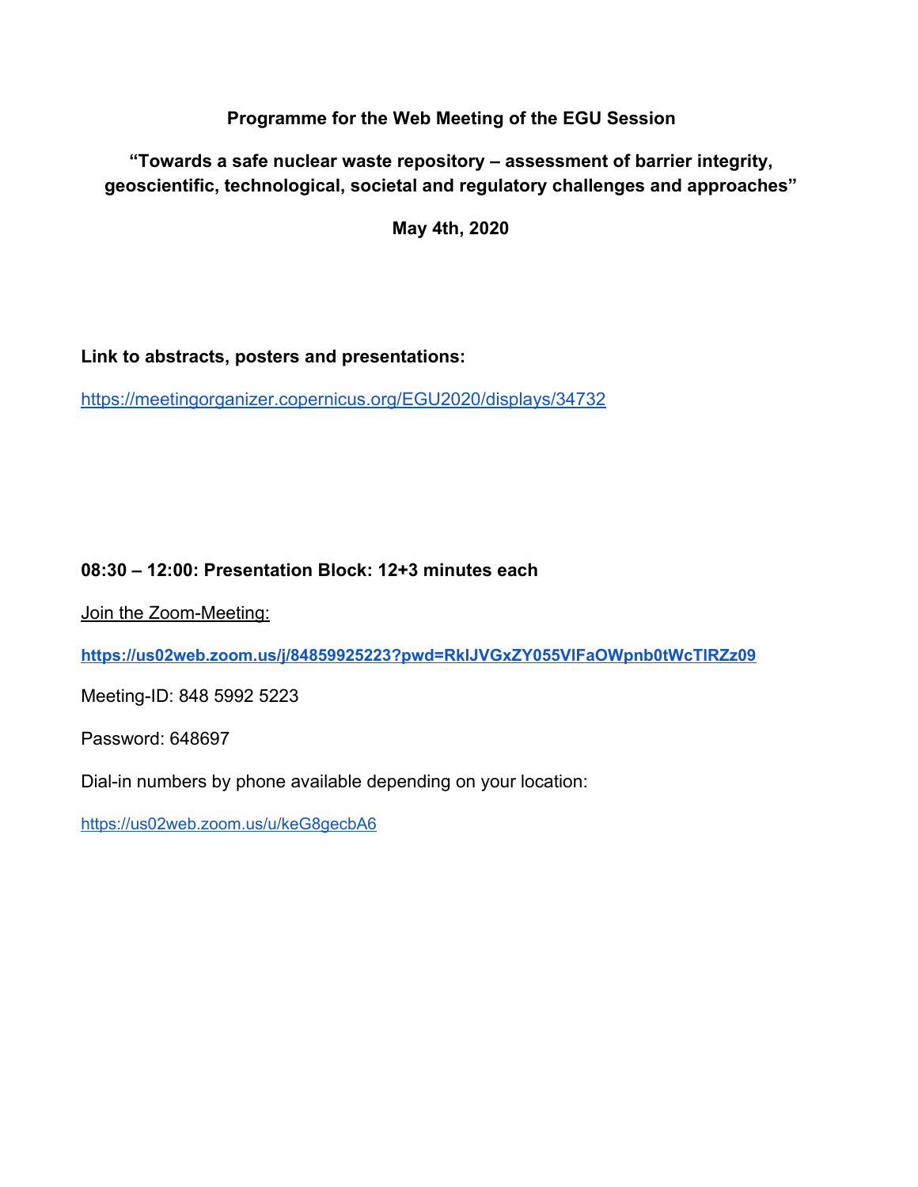**Programme for the Web Meeting of the EGU Session**

**"Towards a safe nuclear waste repository – assessment of barrier integrity, geoscientific, technological, societal and regulatory challenges and approaches"**

**May 4th, 2020**

**Link to abstracts, posters and presentations:**

https://meetingorganizer.copernicus.org/EGU2020/displays/34732

**08:30 – 12:00: Presentation Block: 12+3 minutes each**

Join the Zoom-Meeting:

**https://us02web.zoom.us/j/84859925223?pwd=RklJVGxZY055VlFaOWpnb0tWcTlRZz09**

Meeting-ID: 848 5992 5223

Password: 648697

Dial-in numbers by phone available depending on your location:

https://us02web.zoom.us/u/keG8gecbA6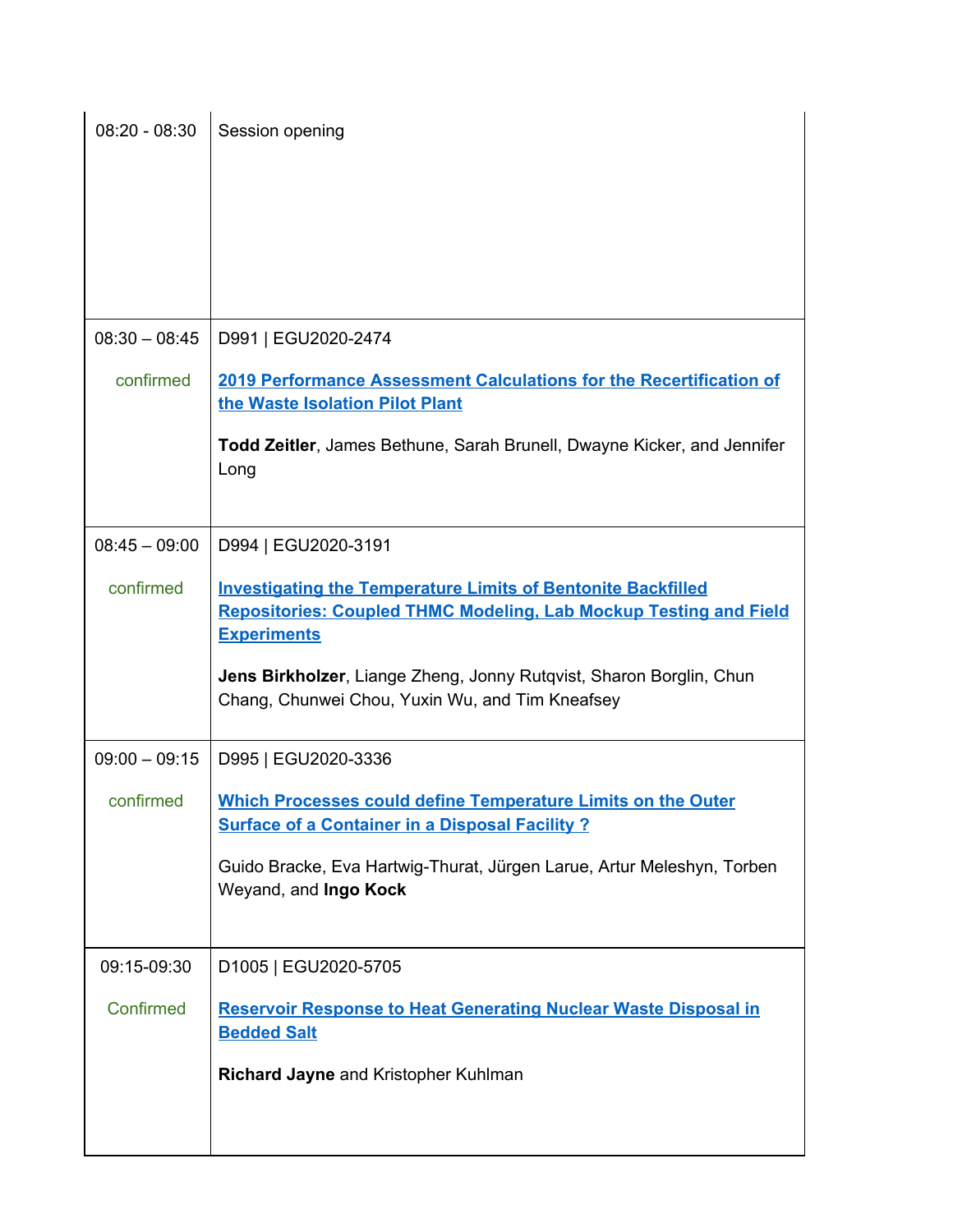| | |
|---|---|
| 08:20 - 08:30 | Session opening |
| 08:30 – 08:45<br><br>confirmed | D991 \| EGU2020-2474<br><br>**2019 Performance Assessment Calculations for the Recertification of the Waste Isolation Pilot Plant**<br><br>**Todd Zeitler**, James Bethune, Sarah Brunell, Dwayne Kicker, and Jennifer Long |
| 08:45 – 09:00<br><br>confirmed | D994 \| EGU2020-3191<br><br>**Investigating the Temperature Limits of Bentonite Backfilled Repositories: Coupled THMC Modeling, Lab Mockup Testing and Field Experiments**<br><br>**Jens Birkholzer**, Liange Zheng, Jonny Rutqvist, Sharon Borglin, Chun Chang, Chunwei Chou, Yuxin Wu, and Tim Kneafsey |
| 09:00 – 09:15<br><br>confirmed | D995 \| EGU2020-3336<br><br>**Which Processes could define Temperature Limits on the Outer Surface of a Container in a Disposal Facility ?**<br><br>Guido Bracke, Eva Hartwig-Thurat, Jürgen Larue, Artur Meleshyn, Torben Weyand, and **Ingo Kock** |
| 09:15-09:30<br><br>Confirmed | D1005 \| EGU2020-5705<br><br>**Reservoir Response to Heat Generating Nuclear Waste Disposal in Bedded Salt**<br><br>**Richard Jayne** and Kristopher Kuhlman |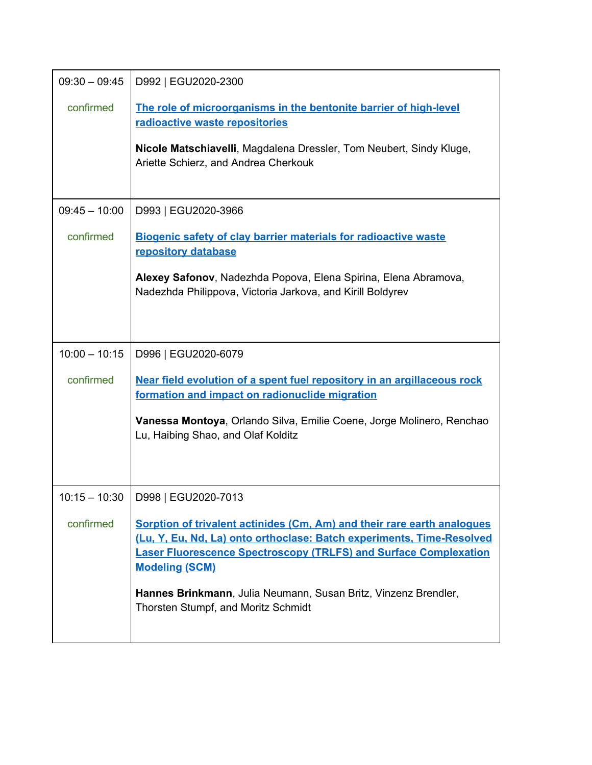| | |
|---|---|
| 09:30 – 09:45<br><br>confirmed | D992 \| EGU2020-2300<br><br>**The role of microorganisms in the bentonite barrier of high-level radioactive waste repositories**<br><br>**Nicole Matschiavelli**, Magdalena Dressler, Tom Neubert, Sindy Kluge, Ariette Schierz, and Andrea Cherkouk |
| 09:45 – 10:00<br><br>confirmed | D993 \| EGU2020-3966<br><br>**Biogenic safety of clay barrier materials for radioactive waste repository database**<br><br>**Alexey Safonov**, Nadezhda Popova, Elena Spirina, Elena Abramova, Nadezhda Philippova, Victoria Jarkova, and Kirill Boldyrev |
| 10:00 – 10:15<br><br>confirmed | D996 \| EGU2020-6079<br><br>**Near field evolution of a spent fuel repository in an argillaceous rock formation and impact on radionuclide migration**<br><br>**Vanessa Montoya**, Orlando Silva, Emilie Coene, Jorge Molinero, Renchao Lu, Haibing Shao, and Olaf Kolditz |
| 10:15 – 10:30<br><br>confirmed | D998 \| EGU2020-7013<br><br>**Sorption of trivalent actinides (Cm, Am) and their rare earth analogues (Lu, Y, Eu, Nd, La) onto orthoclase: Batch experiments, Time-Resolved Laser Fluorescence Spectroscopy (TRLFS) and Surface Complexation Modeling (SCM)**<br><br>**Hannes Brinkmann**, Julia Neumann, Susan Britz, Vinzenz Brendler, Thorsten Stumpf, and Moritz Schmidt |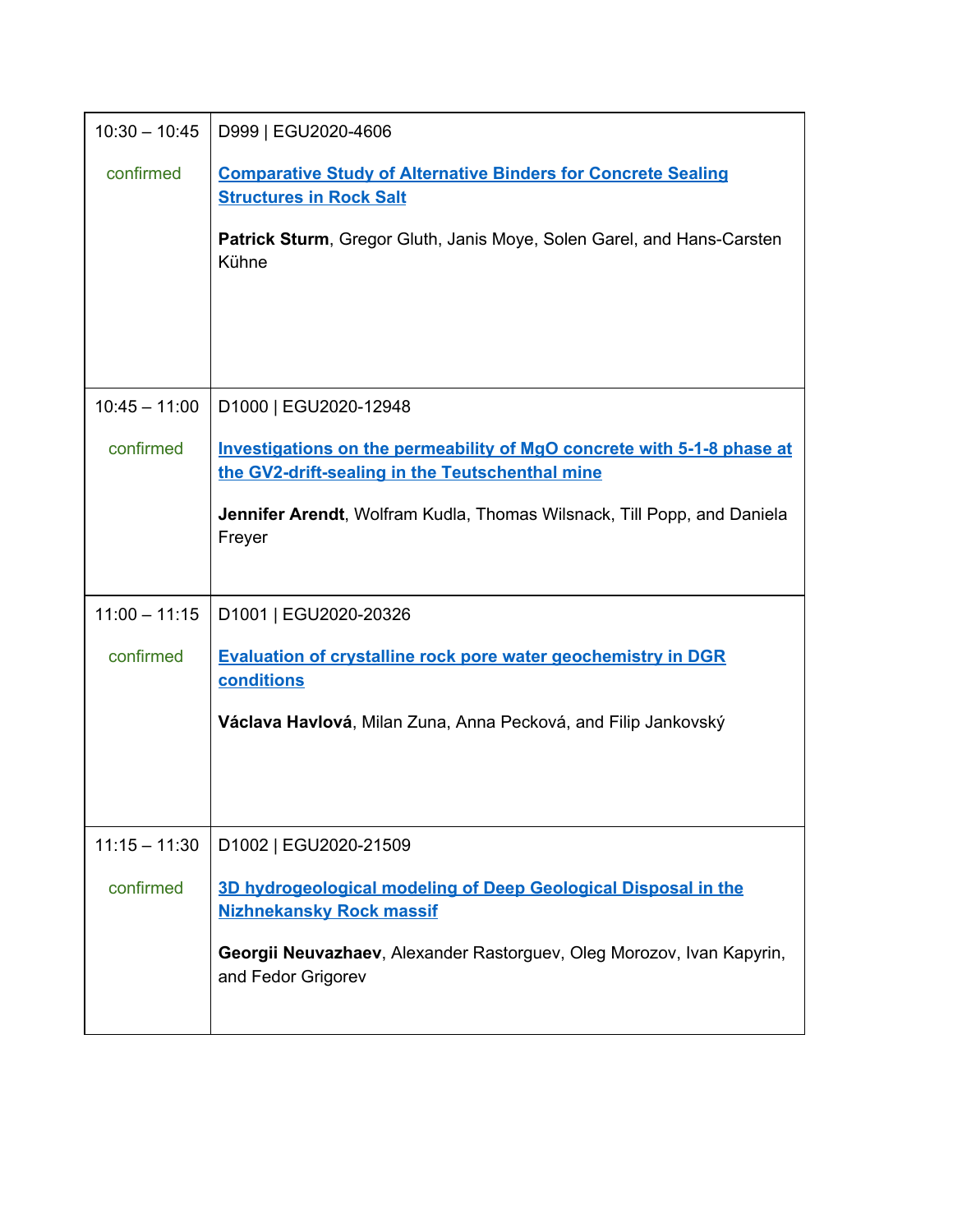| | |
|---|---|
| 10:30 – 10:45<br><br>confirmed | D999 \| EGU2020-4606<br><br>**Comparative Study of Alternative Binders for Concrete Sealing Structures in Rock Salt**<br><br>**Patrick Sturm**, Gregor Gluth, Janis Moye, Solen Garel, and Hans-Carsten Kühne |
| 10:45 – 11:00<br><br>confirmed | D1000 \| EGU2020-12948<br><br>**Investigations on the permeability of MgO concrete with 5-1-8 phase at the GV2-drift-sealing in the Teutschenthal mine**<br><br>**Jennifer Arendt**, Wolfram Kudla, Thomas Wilsnack, Till Popp, and Daniela Freyer |
| 11:00 – 11:15<br><br>confirmed | D1001 \| EGU2020-20326<br><br>**Evaluation of crystalline rock pore water geochemistry in DGR conditions**<br><br>**Václava Havlová**, Milan Zuna, Anna Pecková, and Filip Jankovský |
| 11:15 – 11:30<br><br>confirmed | D1002 \| EGU2020-21509<br><br>**3D hydrogeological modeling of Deep Geological Disposal in the Nizhnekansky Rock massif**<br><br>**Georgii Neuvazhaev**, Alexander Rastorguev, Oleg Morozov, Ivan Kapyrin, and Fedor Grigorev |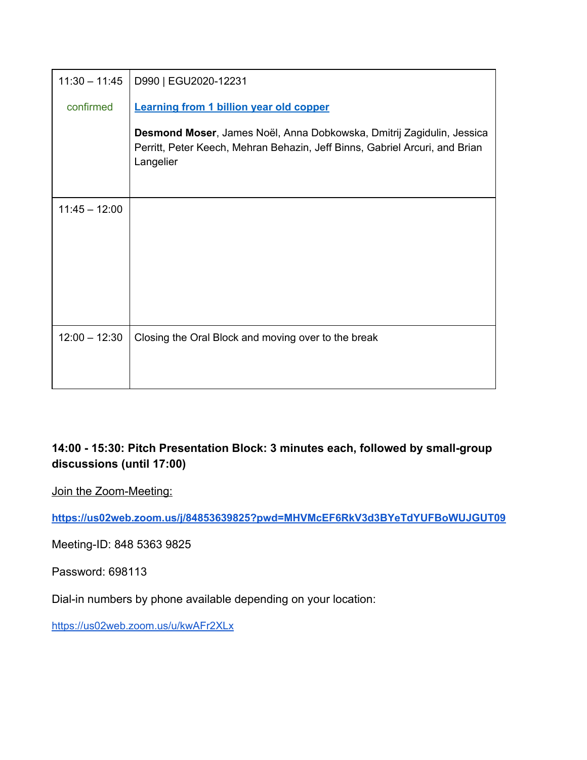| | |
|---|---|
| 11:30 – 11:45<br><br>confirmed | D990 \| EGU2020-12231<br><br>**Learning from 1 billion year old copper**<br><br>**Desmond Moser**, James Noël, Anna Dobkowska, Dmitrij Zagidulin, Jessica Perritt, Peter Keech, Mehran Behazin, Jeff Binns, Gabriel Arcuri, and Brian Langelier |
| 11:45 – 12:00 | |
| 12:00 – 12:30 | Closing the Oral Block and moving over to the break |

**14:00 - 15:30: Pitch Presentation Block: 3 minutes each, followed by small-group discussions (until 17:00)**

Join the Zoom-Meeting:

**https://us02web.zoom.us/j/84853639825?pwd=MHVMcEF6RkV3d3BYeTdYUFBoWUJGUT09**

Meeting-ID: 848 5363 9825

Password: 698113

Dial-in numbers by phone available depending on your location:

https://us02web.zoom.us/u/kwAFr2XLx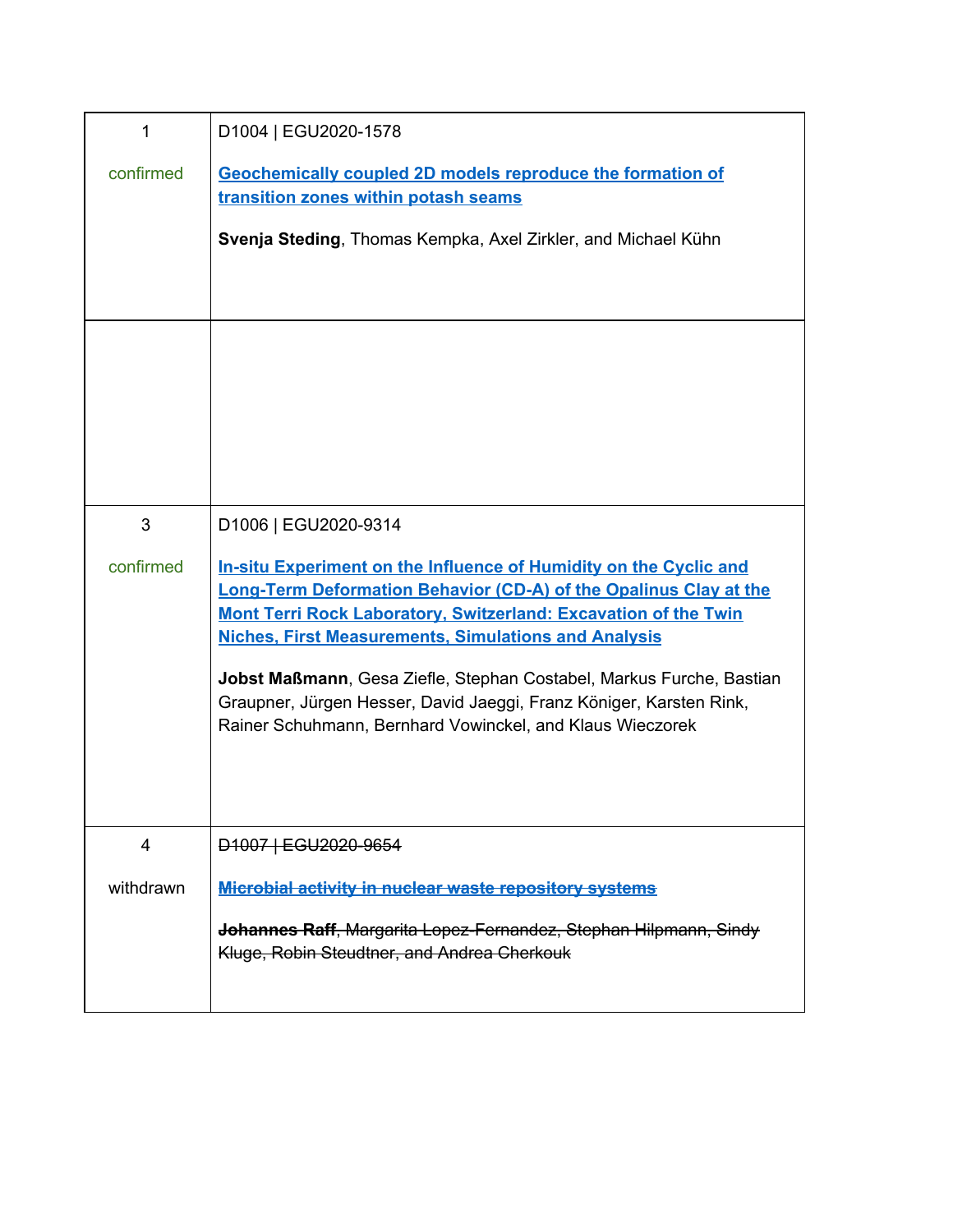| | |
|---|---|
| 1<br><br>confirmed | D1004 \| EGU2020-1578<br><br>**Geochemically coupled 2D models reproduce the formation of transition zones within potash seams**<br><br>**Svenja Steding**, Thomas Kempka, Axel Zirkler, and Michael Kühn |
| | |
| 3<br><br>confirmed | D1006 \| EGU2020-9314<br><br>**In-situ Experiment on the Influence of Humidity on the Cyclic and Long-Term Deformation Behavior (CD-A) of the Opalinus Clay at the Mont Terri Rock Laboratory, Switzerland: Excavation of the Twin Niches, First Measurements, Simulations and Analysis**<br><br>**Jobst Maßmann**, Gesa Ziefle, Stephan Costabel, Markus Furche, Bastian Graupner, Jürgen Hesser, David Jaeggi, Franz Königer, Karsten Rink, Rainer Schuhmann, Bernhard Vowinckel, and Klaus Wieczorek |
| 4<br><br>withdrawn | ~~D1007 \| EGU2020-9654~~<br><br>~~**Microbial activity in nuclear waste repository systems**~~<br><br>~~**Johannes Raff**, Margarita Lopez-Fernandez, Stephan Hilpmann, Sindy Kluge, Robin Steudtner, and Andrea Cherkouk~~ |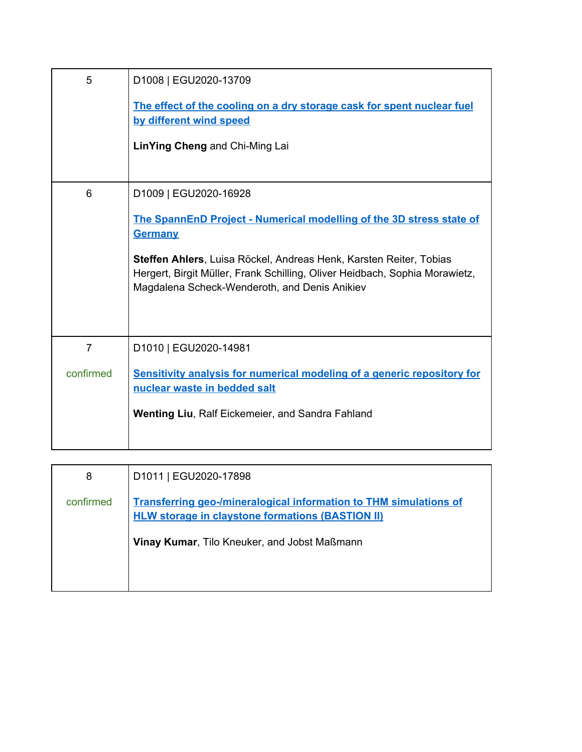| | |
|---|---|
| 5 | D1008 \| EGU2020-13709<br><br>**The effect of the cooling on a dry storage cask for spent nuclear fuel by different wind speed**<br><br>**LinYing Cheng** and Chi-Ming Lai |
| 6 | D1009 \| EGU2020-16928<br><br>**The SpannEnD Project - Numerical modelling of the 3D stress state of Germany**<br><br>**Steffen Ahlers**, Luisa Röckel, Andreas Henk, Karsten Reiter, Tobias Hergert, Birgit Müller, Frank Schilling, Oliver Heidbach, Sophia Morawietz, Magdalena Scheck-Wenderoth, and Denis Anikiev |
| 7<br><br>confirmed | D1010 \| EGU2020-14981<br><br>**Sensitivity analysis for numerical modeling of a generic repository for nuclear waste in bedded salt**<br><br>**Wenting Liu**, Ralf Eickemeier, and Sandra Fahland |

| | |
|---|---|
| 8<br><br>confirmed | D1011 \| EGU2020-17898<br><br>**Transferring geo-/mineralogical information to THM simulations of HLW storage in claystone formations (BASTION II)**<br><br>**Vinay Kumar**, Tilo Kneuker, and Jobst Maßmann |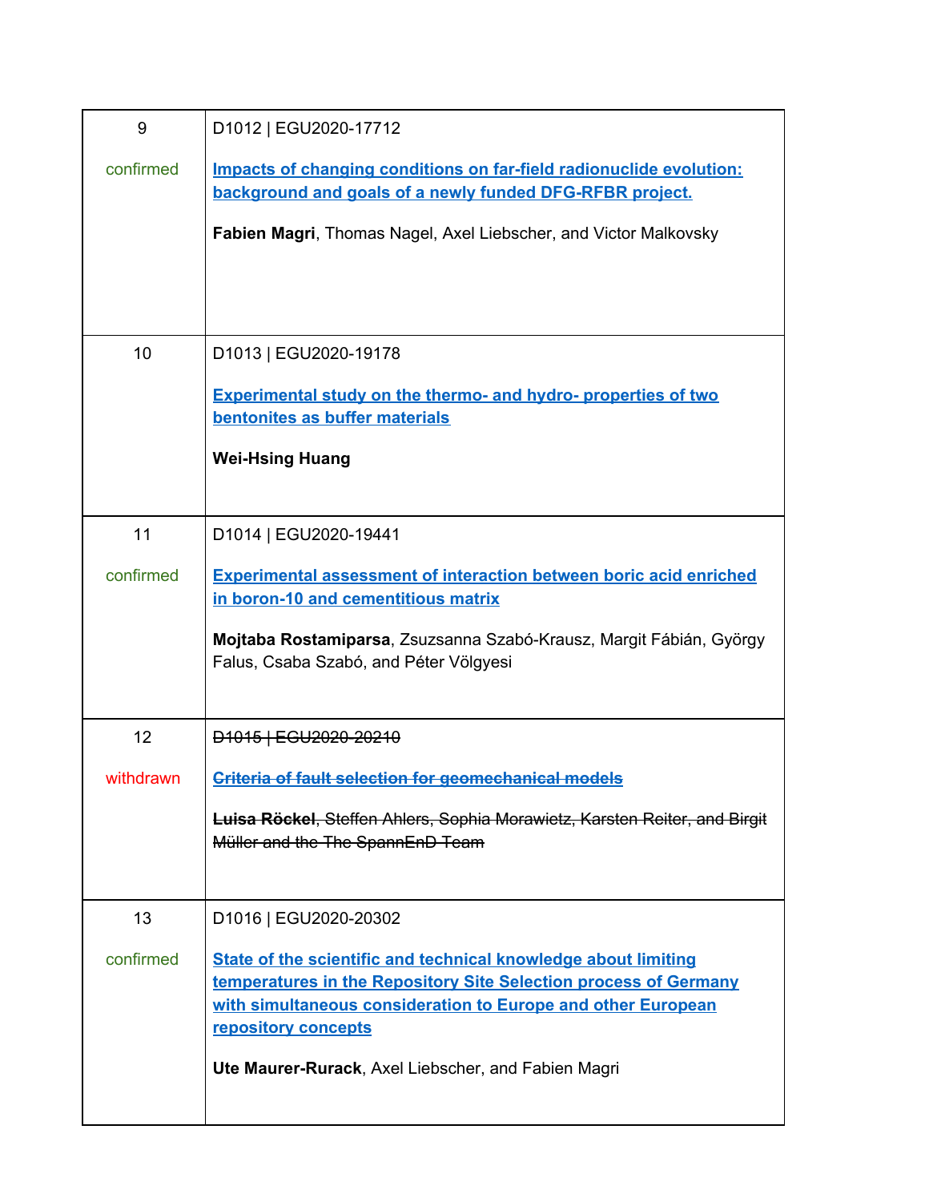| | |
|---|---|
| 9<br><br>confirmed | D1012 \| EGU2020-17712<br><br>**Impacts of changing conditions on far-field radionuclide evolution: background and goals of a newly funded DFG-RFBR project.**<br><br>**Fabien Magri**, Thomas Nagel, Axel Liebscher, and Victor Malkovsky |
| 10 | D1013 \| EGU2020-19178<br><br>**Experimental study on the thermo- and hydro- properties of two bentonites as buffer materials**<br><br>**Wei-Hsing Huang** |
| 11<br><br>confirmed | D1014 \| EGU2020-19441<br><br>**Experimental assessment of interaction between boric acid enriched in boron-10 and cementitious matrix**<br><br>**Mojtaba Rostamiparsa**, Zsuzsanna Szabó-Krausz, Margit Fábián, György Falus, Csaba Szabó, and Péter Völgyesi |
| 12<br><br>withdrawn | ~~D1015 \| EGU2020-20210~~<br><br>~~**Criteria of fault selection for geomechanical models**~~<br><br>~~**Luisa Röckel**, Steffen Ahlers, Sophia Morawietz, Karsten Reiter, and Birgit Müller and the The SpannEnD Team~~ |
| 13<br><br>confirmed | D1016 \| EGU2020-20302<br><br>**State of the scientific and technical knowledge about limiting temperatures in the Repository Site Selection process of Germany with simultaneous consideration to Europe and other European repository concepts**<br><br>**Ute Maurer-Rurack**, Axel Liebscher, and Fabien Magri |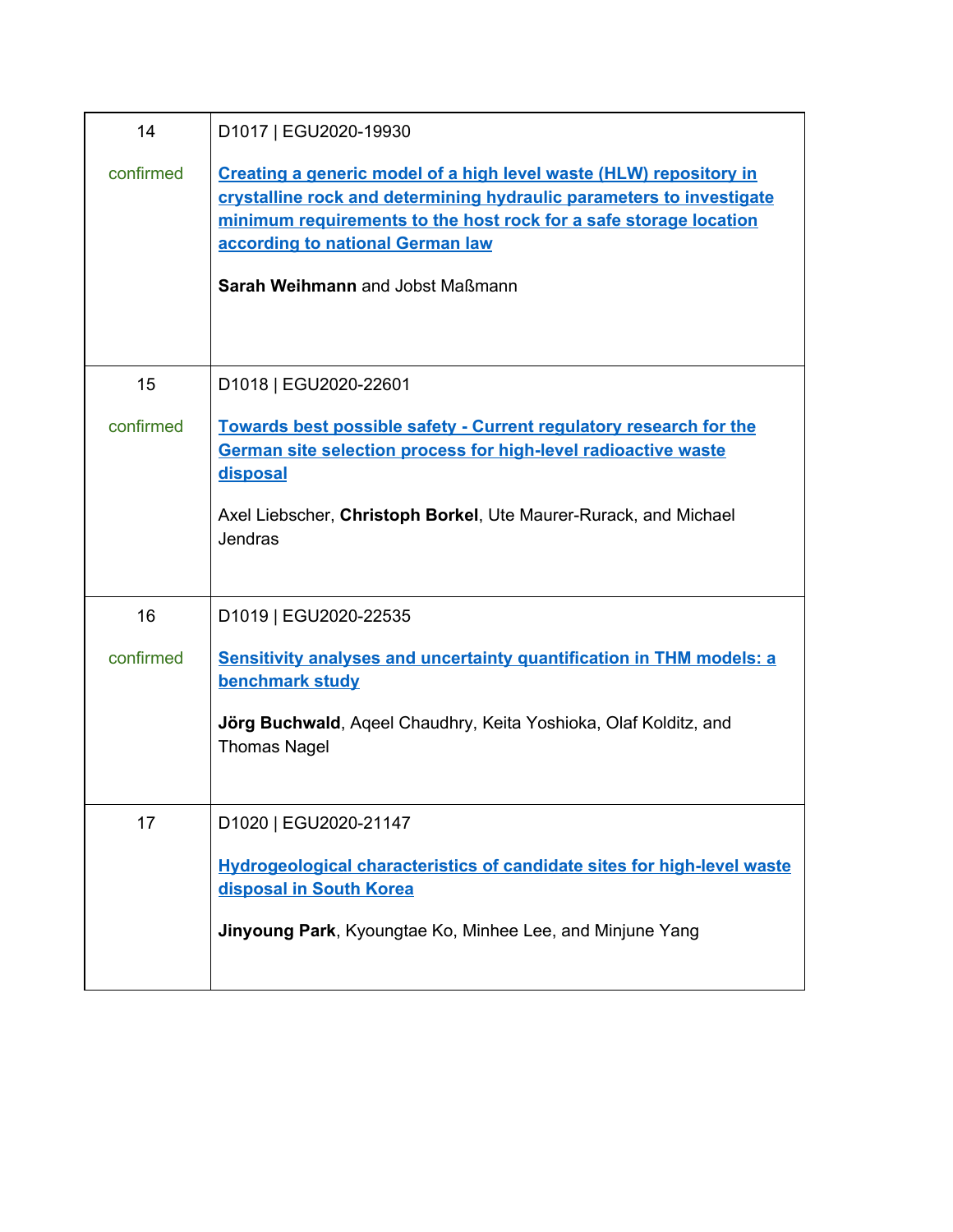| | |
|---|---|
| 14<br><br>confirmed | D1017 \| EGU2020-19930<br><br>**Creating a generic model of a high level waste (HLW) repository in crystalline rock and determining hydraulic parameters to investigate minimum requirements to the host rock for a safe storage location according to national German law**<br><br>**Sarah Weihmann** and Jobst Maßmann |
| 15<br><br>confirmed | D1018 \| EGU2020-22601<br><br>**Towards best possible safety - Current regulatory research for the German site selection process for high-level radioactive waste disposal**<br><br>Axel Liebscher, **Christoph Borkel**, Ute Maurer-Rurack, and Michael Jendras |
| 16<br><br>confirmed | D1019 \| EGU2020-22535<br><br>**Sensitivity analyses and uncertainty quantification in THM models: a benchmark study**<br><br>**Jörg Buchwald**, Aqeel Chaudhry, Keita Yoshioka, Olaf Kolditz, and Thomas Nagel |
| 17 | D1020 \| EGU2020-21147<br><br>**Hydrogeological characteristics of candidate sites for high-level waste disposal in South Korea**<br><br>**Jinyoung Park**, Kyoungtae Ko, Minhee Lee, and Minjune Yang |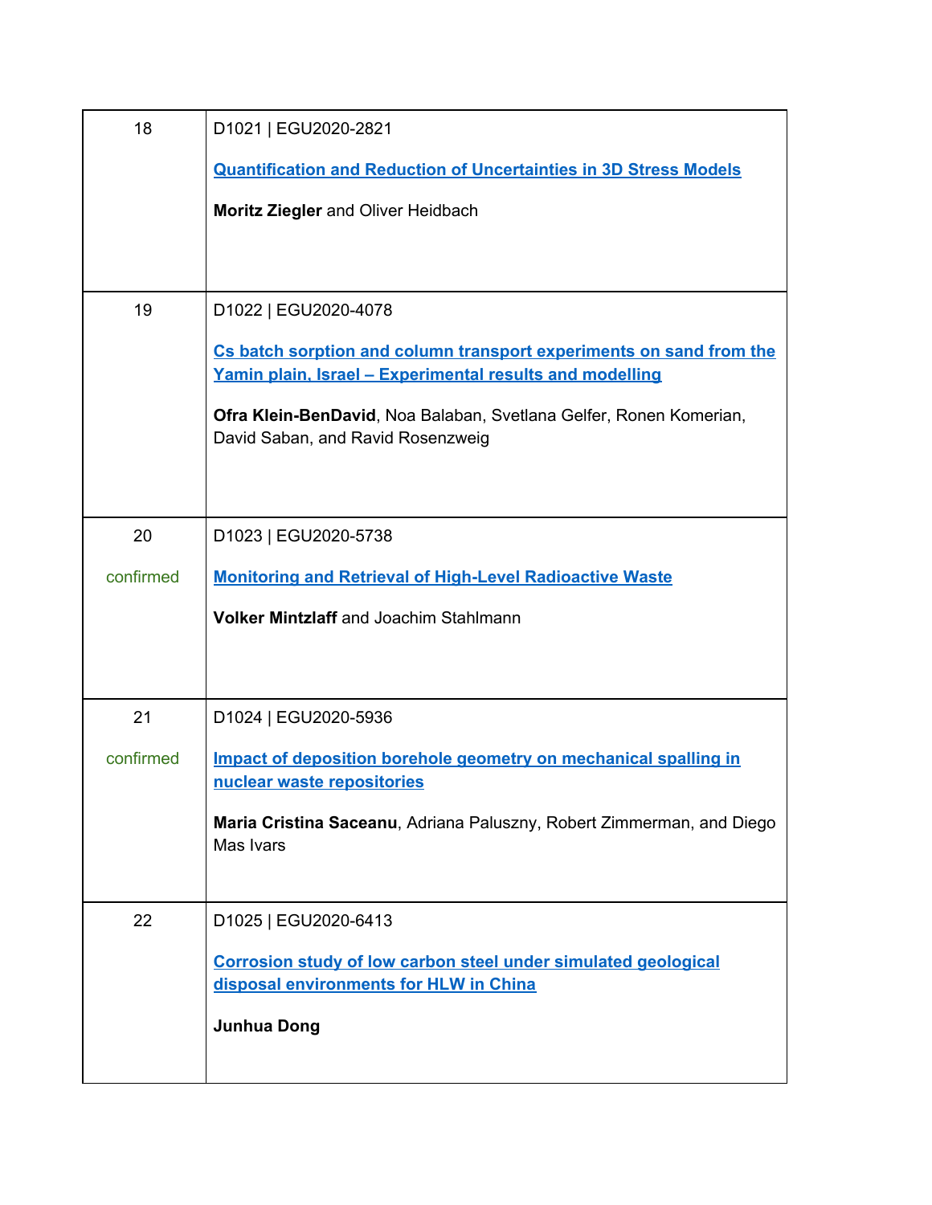| | |
|---|---|
| 18 | D1021 \| EGU2020-2821<br><br>**Quantification and Reduction of Uncertainties in 3D Stress Models**<br><br>**Moritz Ziegler** and Oliver Heidbach |
| 19 | D1022 \| EGU2020-4078<br><br>**Cs batch sorption and column transport experiments on sand from the Yamin plain, Israel – Experimental results and modelling**<br><br>**Ofra Klein-BenDavid**, Noa Balaban, Svetlana Gelfer, Ronen Komerian, David Saban, and Ravid Rosenzweig |
| 20<br><br>confirmed | D1023 \| EGU2020-5738<br><br>**Monitoring and Retrieval of High-Level Radioactive Waste**<br><br>**Volker Mintzlaff** and Joachim Stahlmann |
| 21<br><br>confirmed | D1024 \| EGU2020-5936<br><br>**Impact of deposition borehole geometry on mechanical spalling in nuclear waste repositories**<br><br>**Maria Cristina Saceanu**, Adriana Paluszny, Robert Zimmerman, and Diego Mas Ivars |
| 22 | D1025 \| EGU2020-6413<br><br>**Corrosion study of low carbon steel under simulated geological disposal environments for HLW in China**<br><br>**Junhua Dong** |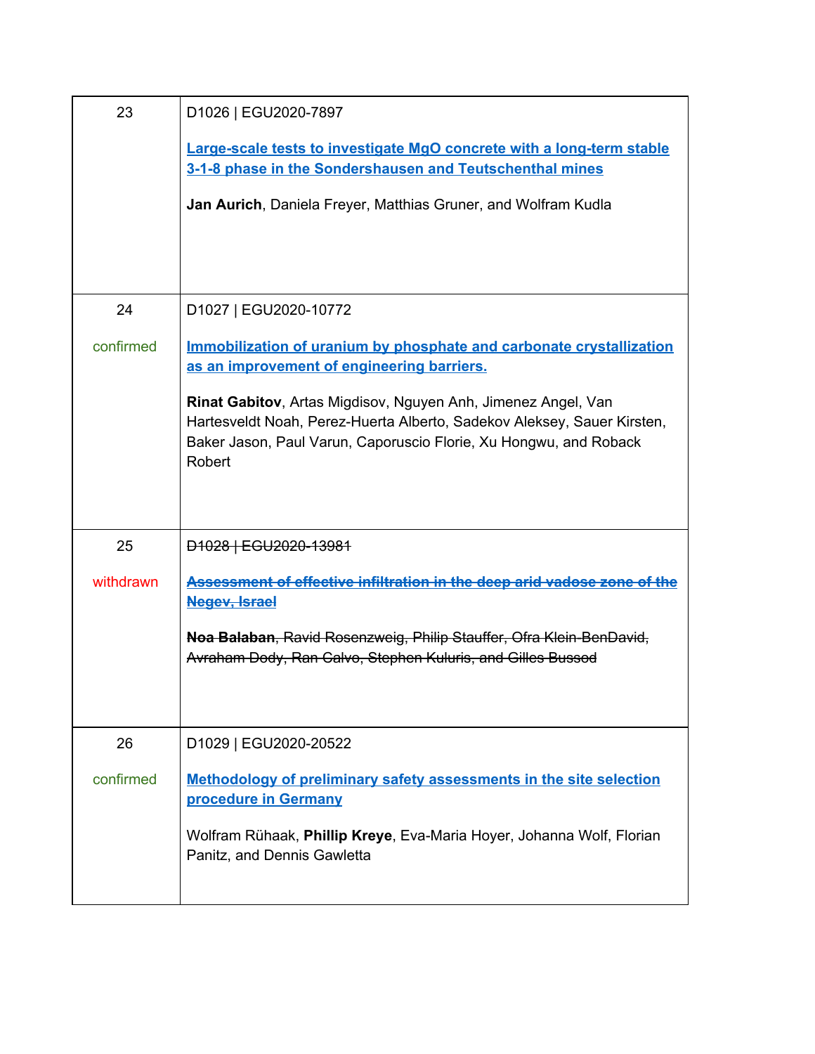| | |
|---|---|
| 23 | D1026 \| EGU2020-7897<br><br>**[Large-scale tests to investigate MgO concrete with a long-term stable 3-1-8 phase in the Sondershausen and Teutschenthal mines]()**<br><br>**Jan Aurich**, Daniela Freyer, Matthias Gruner, and Wolfram Kudla |
| 24<br><br>confirmed | D1027 \| EGU2020-10772<br><br>**[Immobilization of uranium by phosphate and carbonate crystallization as an improvement of engineering barriers.]()**<br><br>**Rinat Gabitov**, Artas Migdisov, Nguyen Anh, Jimenez Angel, Van Hartesveldt Noah, Perez-Huerta Alberto, Sadekov Aleksey, Sauer Kirsten, Baker Jason, Paul Varun, Caporuscio Florie, Xu Hongwu, and Roback Robert |
| 25<br><br>withdrawn | ~~D1028 \| EGU2020-13981~~<br><br>~~**[Assessment of effective infiltration in the deep arid vadose zone of the Negev, Israel]()**~~<br><br>~~**Noa Balaban**, Ravid Rosenzweig, Philip Stauffer, Ofra Klein-BenDavid, Avraham Dody, Ran Calvo, Stephen Kuluris, and Gilles Bussod~~ |
| 26<br><br>confirmed | D1029 \| EGU2020-20522<br><br>**[Methodology of preliminary safety assessments in the site selection procedure in Germany]()**<br><br>Wolfram Rühaak, **Phillip Kreye**, Eva-Maria Hoyer, Johanna Wolf, Florian Panitz, and Dennis Gawletta |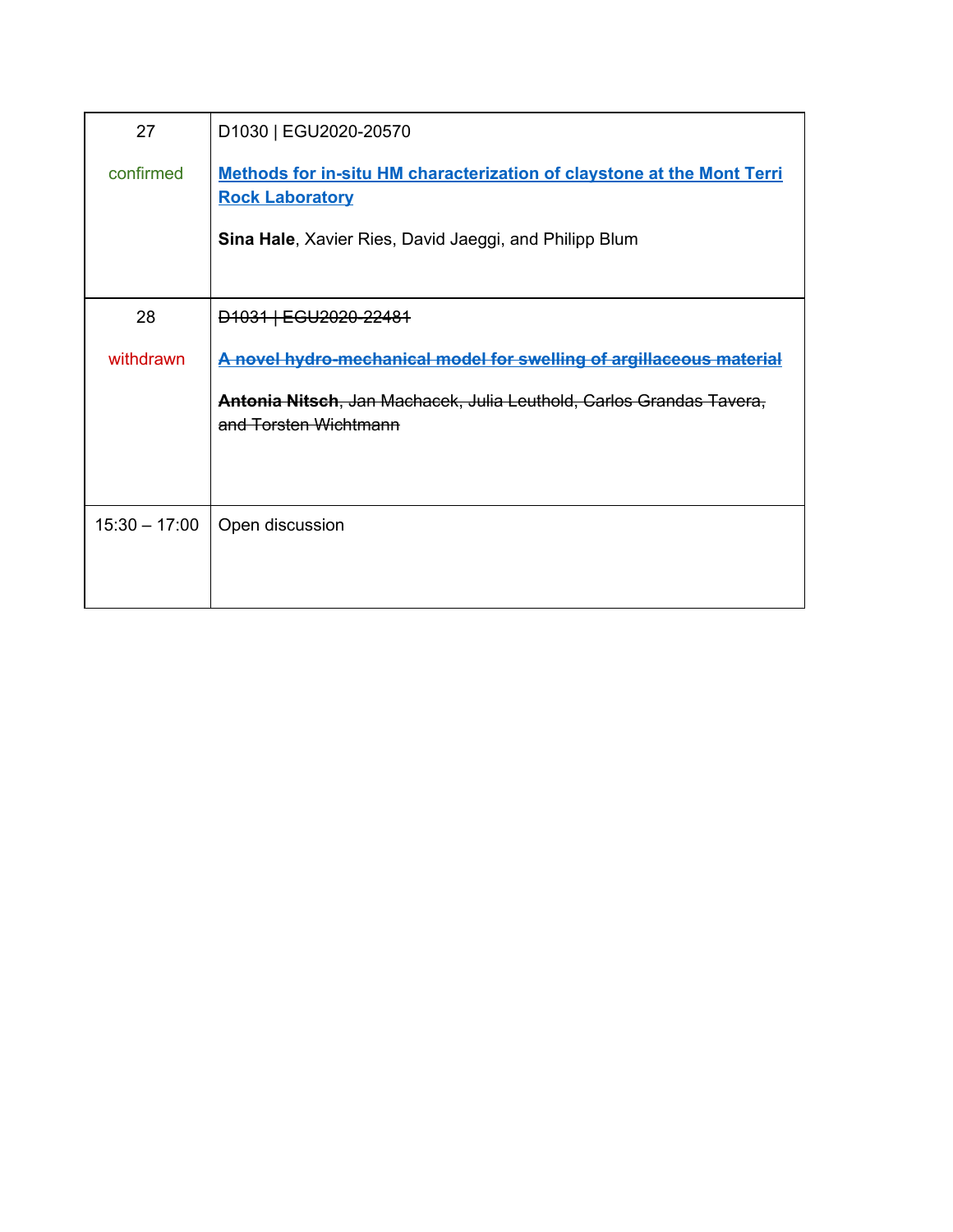| | |
|---|---|
| 27<br><br>confirmed | D1030 \| EGU2020-20570<br><br>**Methods for in-situ HM characterization of claystone at the Mont Terri Rock Laboratory**<br><br>**Sina Hale**, Xavier Ries, David Jaeggi, and Philipp Blum |
| 28<br><br>withdrawn | ~~D1031 \| EGU2020-22481~~<br><br>~~**A novel hydro-mechanical model for swelling of argillaceous material**~~<br><br>~~**Antonia Nitsch**, Jan Machacek, Julia Leuthold, Carlos Grandas Tavera, and Torsten Wichtmann~~ |
| 15:30 – 17:00 | Open discussion |